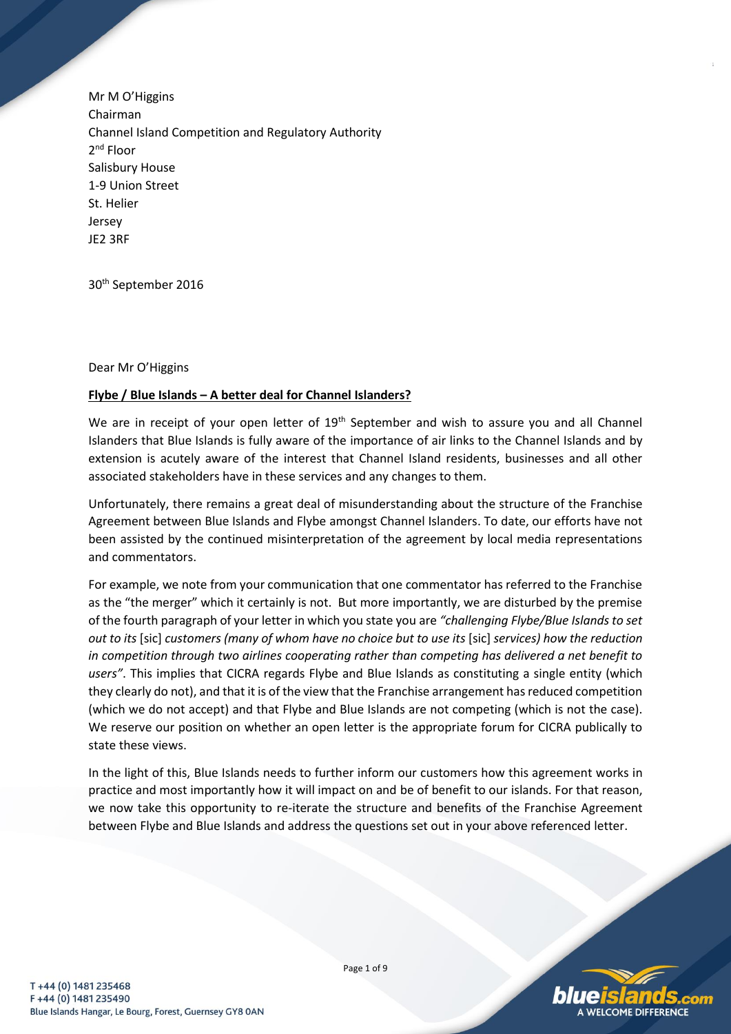Mr M O'Higgins
Chairman
Channel Island Competition and Regulatory Authority
2nd Floor
Salisbury House
1-9 Union Street
St. Helier
Jersey
JE2 3RF

30th September 2016

Dear Mr O'Higgins

**Flybe / Blue Islands – A better deal for Channel Islanders?**

We are in receipt of your open letter of 19th September and wish to assure you and all Channel Islanders that Blue Islands is fully aware of the importance of air links to the Channel Islands and by extension is acutely aware of the interest that Channel Island residents, businesses and all other associated stakeholders have in these services and any changes to them.

Unfortunately, there remains a great deal of misunderstanding about the structure of the Franchise Agreement between Blue Islands and Flybe amongst Channel Islanders. To date, our efforts have not been assisted by the continued misinterpretation of the agreement by local media representations and commentators.

For example, we note from your communication that one commentator has referred to the Franchise as the "the merger" which it certainly is not. But more importantly, we are disturbed by the premise of the fourth paragraph of your letter in which you state you are *"challenging Flybe/Blue Islands to set out to its* [sic] *customers (many of whom have no choice but to use its* [sic] *services) how the reduction in competition through two airlines cooperating rather than competing has delivered a net benefit to users"*. This implies that CICRA regards Flybe and Blue Islands as constituting a single entity (which they clearly do not), and that it is of the view that the Franchise arrangement has reduced competition (which we do not accept) and that Flybe and Blue Islands are not competing (which is not the case). We reserve our position on whether an open letter is the appropriate forum for CICRA publically to state these views.

In the light of this, Blue Islands needs to further inform our customers how this agreement works in practice and most importantly how it will impact on and be of benefit to our islands. For that reason, we now take this opportunity to re-iterate the structure and benefits of the Franchise Agreement between Flybe and Blue Islands and address the questions set out in your above referenced letter.

T +44 (0) 1481 235468
F +44 (0) 1481 235490
Blue Islands Hangar, Le Bourg, Forest, Guernsey GY8 0AN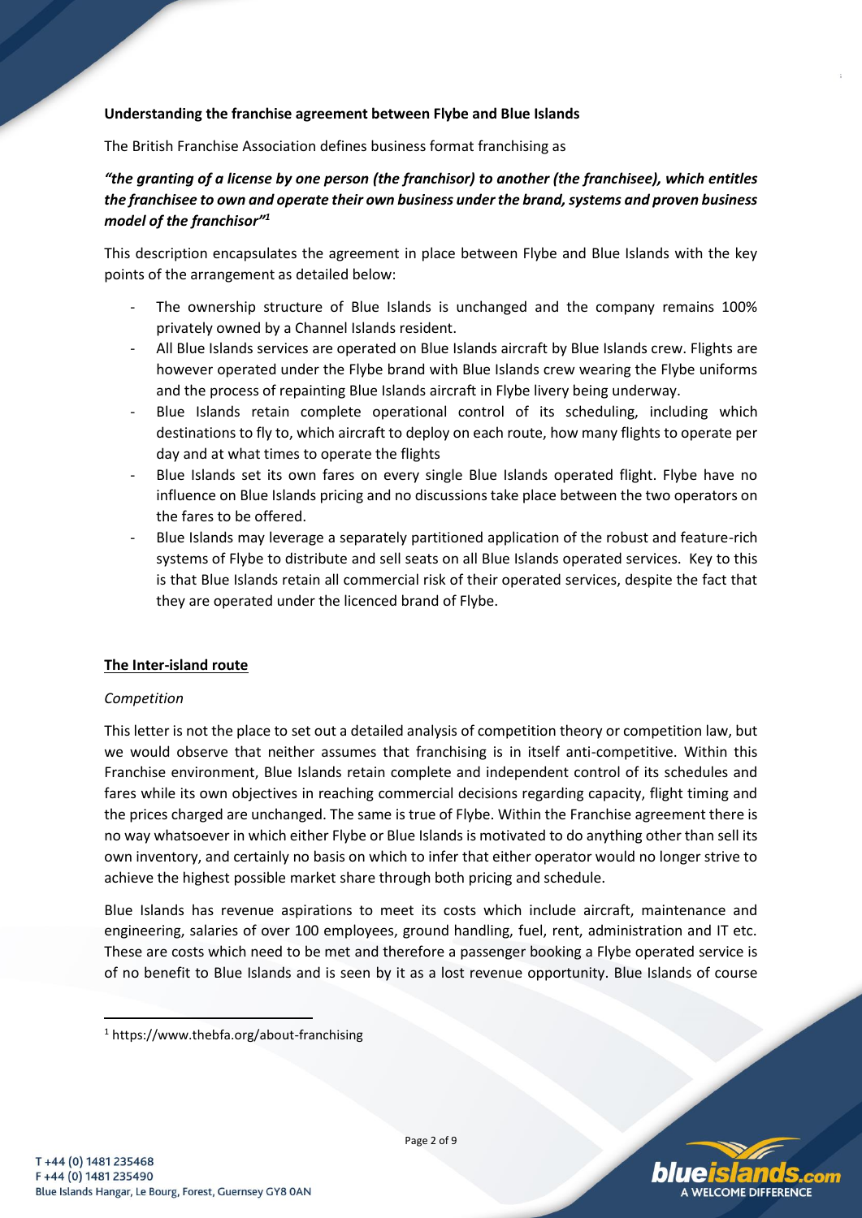**Understanding the franchise agreement between Flybe and Blue Islands**

The British Franchise Association defines business format franchising as

***"the granting of a license by one person (the franchisor) to another (the franchisee), which entitles the franchisee to own and operate their own business under the brand, systems and proven business model of the franchisor"[1]***

This description encapsulates the agreement in place between Flybe and Blue Islands with the key points of the arrangement as detailed below:

- The ownership structure of Blue Islands is unchanged and the company remains 100% privately owned by a Channel Islands resident.
- All Blue Islands services are operated on Blue Islands aircraft by Blue Islands crew. Flights are however operated under the Flybe brand with Blue Islands crew wearing the Flybe uniforms and the process of repainting Blue Islands aircraft in Flybe livery being underway.
- Blue Islands retain complete operational control of its scheduling, including which destinations to fly to, which aircraft to deploy on each route, how many flights to operate per day and at what times to operate the flights
- Blue Islands set its own fares on every single Blue Islands operated flight. Flybe have no influence on Blue Islands pricing and no discussions take place between the two operators on the fares to be offered.
- Blue Islands may leverage a separately partitioned application of the robust and feature-rich systems of Flybe to distribute and sell seats on all Blue Islands operated services. Key to this is that Blue Islands retain all commercial risk of their operated services, despite the fact that they are operated under the licenced brand of Flybe.

**The Inter-island route**

*Competition*

This letter is not the place to set out a detailed analysis of competition theory or competition law, but we would observe that neither assumes that franchising is in itself anti-competitive. Within this Franchise environment, Blue Islands retain complete and independent control of its schedules and fares while its own objectives in reaching commercial decisions regarding capacity, flight timing and the prices charged are unchanged. The same is true of Flybe. Within the Franchise agreement there is no way whatsoever in which either Flybe or Blue Islands is motivated to do anything other than sell its own inventory, and certainly no basis on which to infer that either operator would no longer strive to achieve the highest possible market share through both pricing and schedule.

Blue Islands has revenue aspirations to meet its costs which include aircraft, maintenance and engineering, salaries of over 100 employees, ground handling, fuel, rent, administration and IT etc. These are costs which need to be met and therefore a passenger booking a Flybe operated service is of no benefit to Blue Islands and is seen by it as a lost revenue opportunity. Blue Islands of course

[1] https://www.thebfa.org/about-franchising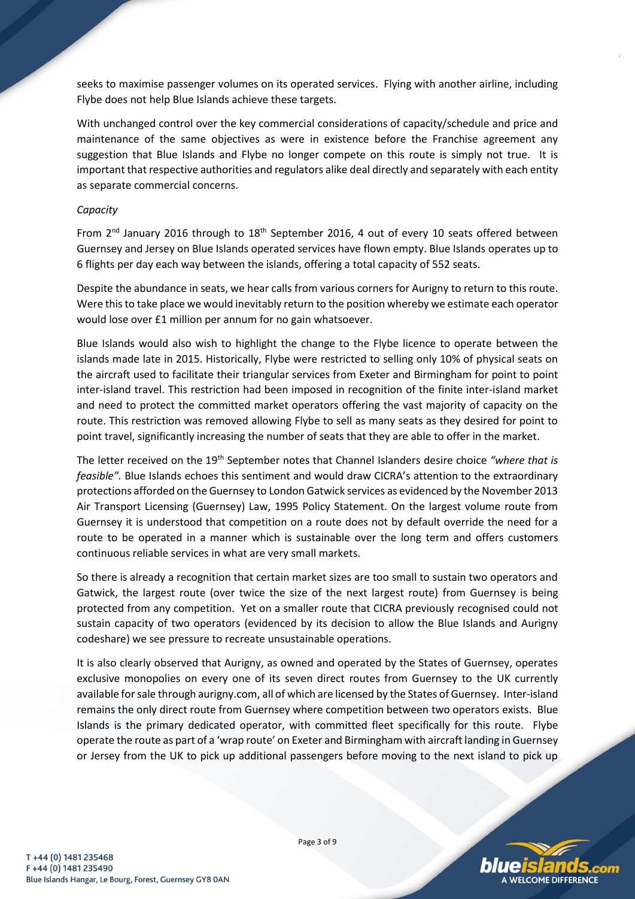seeks to maximise passenger volumes on its operated services. Flying with another airline, including Flybe does not help Blue Islands achieve these targets.

With unchanged control over the key commercial considerations of capacity/schedule and price and maintenance of the same objectives as were in existence before the Franchise agreement any suggestion that Blue Islands and Flybe no longer compete on this route is simply not true. It is important that respective authorities and regulators alike deal directly and separately with each entity as separate commercial concerns.

*Capacity*

From 2nd January 2016 through to 18th September 2016, 4 out of every 10 seats offered between Guernsey and Jersey on Blue Islands operated services have flown empty. Blue Islands operates up to 6 flights per day each way between the islands, offering a total capacity of 552 seats.

Despite the abundance in seats, we hear calls from various corners for Aurigny to return to this route. Were this to take place we would inevitably return to the position whereby we estimate each operator would lose over £1 million per annum for no gain whatsoever.

Blue Islands would also wish to highlight the change to the Flybe licence to operate between the islands made late in 2015. Historically, Flybe were restricted to selling only 10% of physical seats on the aircraft used to facilitate their triangular services from Exeter and Birmingham for point to point inter-island travel. This restriction had been imposed in recognition of the finite inter-island market and need to protect the committed market operators offering the vast majority of capacity on the route. This restriction was removed allowing Flybe to sell as many seats as they desired for point to point travel, significantly increasing the number of seats that they are able to offer in the market.

The letter received on the 19th September notes that Channel Islanders desire choice *"where that is feasible".* Blue Islands echoes this sentiment and would draw CICRA's attention to the extraordinary protections afforded on the Guernsey to London Gatwick services as evidenced by the November 2013 Air Transport Licensing (Guernsey) Law, 1995 Policy Statement. On the largest volume route from Guernsey it is understood that competition on a route does not by default override the need for a route to be operated in a manner which is sustainable over the long term and offers customers continuous reliable services in what are very small markets.

So there is already a recognition that certain market sizes are too small to sustain two operators and Gatwick, the largest route (over twice the size of the next largest route) from Guernsey is being protected from any competition. Yet on a smaller route that CICRA previously recognised could not sustain capacity of two operators (evidenced by its decision to allow the Blue Islands and Aurigny codeshare) we see pressure to recreate unsustainable operations.

It is also clearly observed that Aurigny, as owned and operated by the States of Guernsey, operates exclusive monopolies on every one of its seven direct routes from Guernsey to the UK currently available for sale through aurigny.com, all of which are licensed by the States of Guernsey. Inter-island remains the only direct route from Guernsey where competition between two operators exists. Blue Islands is the primary dedicated operator, with committed fleet specifically for this route. Flybe operate the route as part of a 'wrap route' on Exeter and Birmingham with aircraft landing in Guernsey or Jersey from the UK to pick up additional passengers before moving to the next island to pick up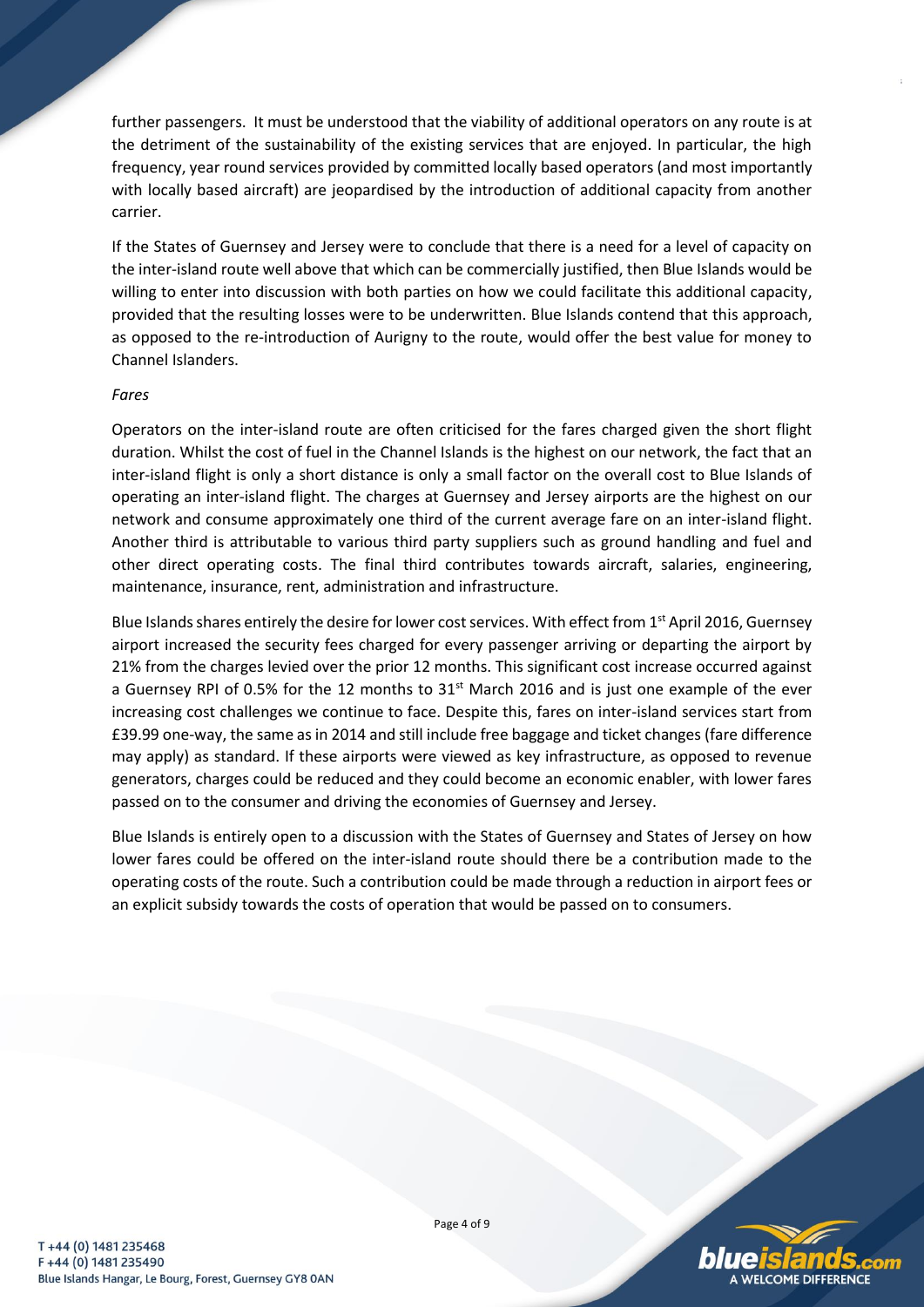further passengers. It must be understood that the viability of additional operators on any route is at the detriment of the sustainability of the existing services that are enjoyed. In particular, the high frequency, year round services provided by committed locally based operators (and most importantly with locally based aircraft) are jeopardised by the introduction of additional capacity from another carrier.

If the States of Guernsey and Jersey were to conclude that there is a need for a level of capacity on the inter-island route well above that which can be commercially justified, then Blue Islands would be willing to enter into discussion with both parties on how we could facilitate this additional capacity, provided that the resulting losses were to be underwritten. Blue Islands contend that this approach, as opposed to the re-introduction of Aurigny to the route, would offer the best value for money to Channel Islanders.

*Fares*

Operators on the inter-island route are often criticised for the fares charged given the short flight duration. Whilst the cost of fuel in the Channel Islands is the highest on our network, the fact that an inter-island flight is only a short distance is only a small factor on the overall cost to Blue Islands of operating an inter-island flight. The charges at Guernsey and Jersey airports are the highest on our network and consume approximately one third of the current average fare on an inter-island flight. Another third is attributable to various third party suppliers such as ground handling and fuel and other direct operating costs. The final third contributes towards aircraft, salaries, engineering, maintenance, insurance, rent, administration and infrastructure.

Blue Islands shares entirely the desire for lower cost services. With effect from 1st April 2016, Guernsey airport increased the security fees charged for every passenger arriving or departing the airport by 21% from the charges levied over the prior 12 months. This significant cost increase occurred against a Guernsey RPI of 0.5% for the 12 months to 31st March 2016 and is just one example of the ever increasing cost challenges we continue to face. Despite this, fares on inter-island services start from £39.99 one-way, the same as in 2014 and still include free baggage and ticket changes (fare difference may apply) as standard. If these airports were viewed as key infrastructure, as opposed to revenue generators, charges could be reduced and they could become an economic enabler, with lower fares passed on to the consumer and driving the economies of Guernsey and Jersey.

Blue Islands is entirely open to a discussion with the States of Guernsey and States of Jersey on how lower fares could be offered on the inter-island route should there be a contribution made to the operating costs of the route. Such a contribution could be made through a reduction in airport fees or an explicit subsidy towards the costs of operation that would be passed on to consumers.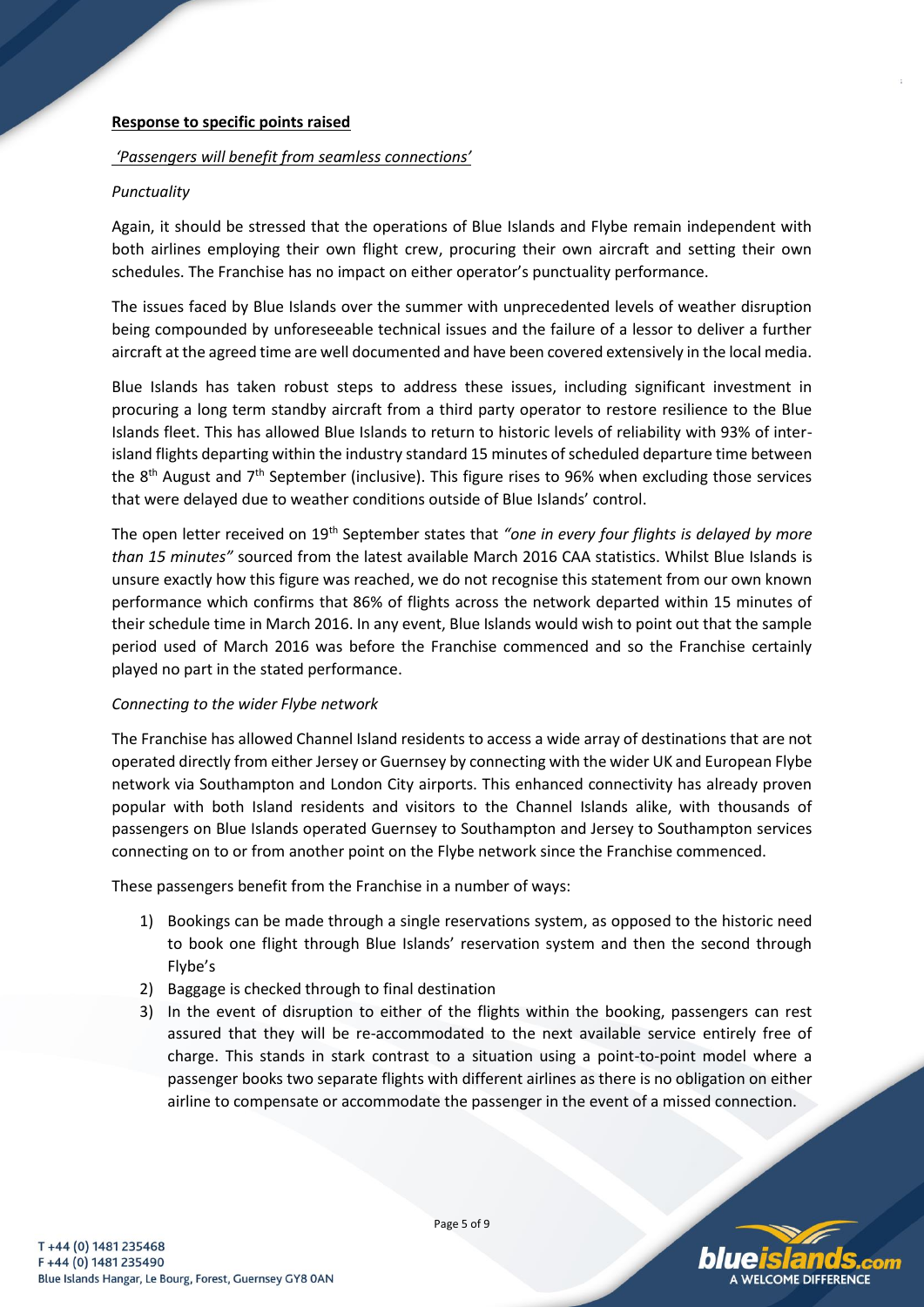**Response to specific points raised**

*'Passengers will benefit from seamless connections'*

*Punctuality*

Again, it should be stressed that the operations of Blue Islands and Flybe remain independent with both airlines employing their own flight crew, procuring their own aircraft and setting their own schedules. The Franchise has no impact on either operator's punctuality performance.

The issues faced by Blue Islands over the summer with unprecedented levels of weather disruption being compounded by unforeseeable technical issues and the failure of a lessor to deliver a further aircraft at the agreed time are well documented and have been covered extensively in the local media.

Blue Islands has taken robust steps to address these issues, including significant investment in procuring a long term standby aircraft from a third party operator to restore resilience to the Blue Islands fleet. This has allowed Blue Islands to return to historic levels of reliability with 93% of inter-island flights departing within the industry standard 15 minutes of scheduled departure time between the 8th August and 7th September (inclusive). This figure rises to 96% when excluding those services that were delayed due to weather conditions outside of Blue Islands' control.

The open letter received on 19th September states that *"one in every four flights is delayed by more than 15 minutes"* sourced from the latest available March 2016 CAA statistics. Whilst Blue Islands is unsure exactly how this figure was reached, we do not recognise this statement from our own known performance which confirms that 86% of flights across the network departed within 15 minutes of their schedule time in March 2016. In any event, Blue Islands would wish to point out that the sample period used of March 2016 was before the Franchise commenced and so the Franchise certainly played no part in the stated performance.

*Connecting to the wider Flybe network*

The Franchise has allowed Channel Island residents to access a wide array of destinations that are not operated directly from either Jersey or Guernsey by connecting with the wider UK and European Flybe network via Southampton and London City airports. This enhanced connectivity has already proven popular with both Island residents and visitors to the Channel Islands alike, with thousands of passengers on Blue Islands operated Guernsey to Southampton and Jersey to Southampton services connecting on to or from another point on the Flybe network since the Franchise commenced.

These passengers benefit from the Franchise in a number of ways:

1) Bookings can be made through a single reservations system, as opposed to the historic need to book one flight through Blue Islands' reservation system and then the second through Flybe's
2) Baggage is checked through to final destination
3) In the event of disruption to either of the flights within the booking, passengers can rest assured that they will be re-accommodated to the next available service entirely free of charge. This stands in stark contrast to a situation using a point-to-point model where a passenger books two separate flights with different airlines as there is no obligation on either airline to compensate or accommodate the passenger in the event of a missed connection.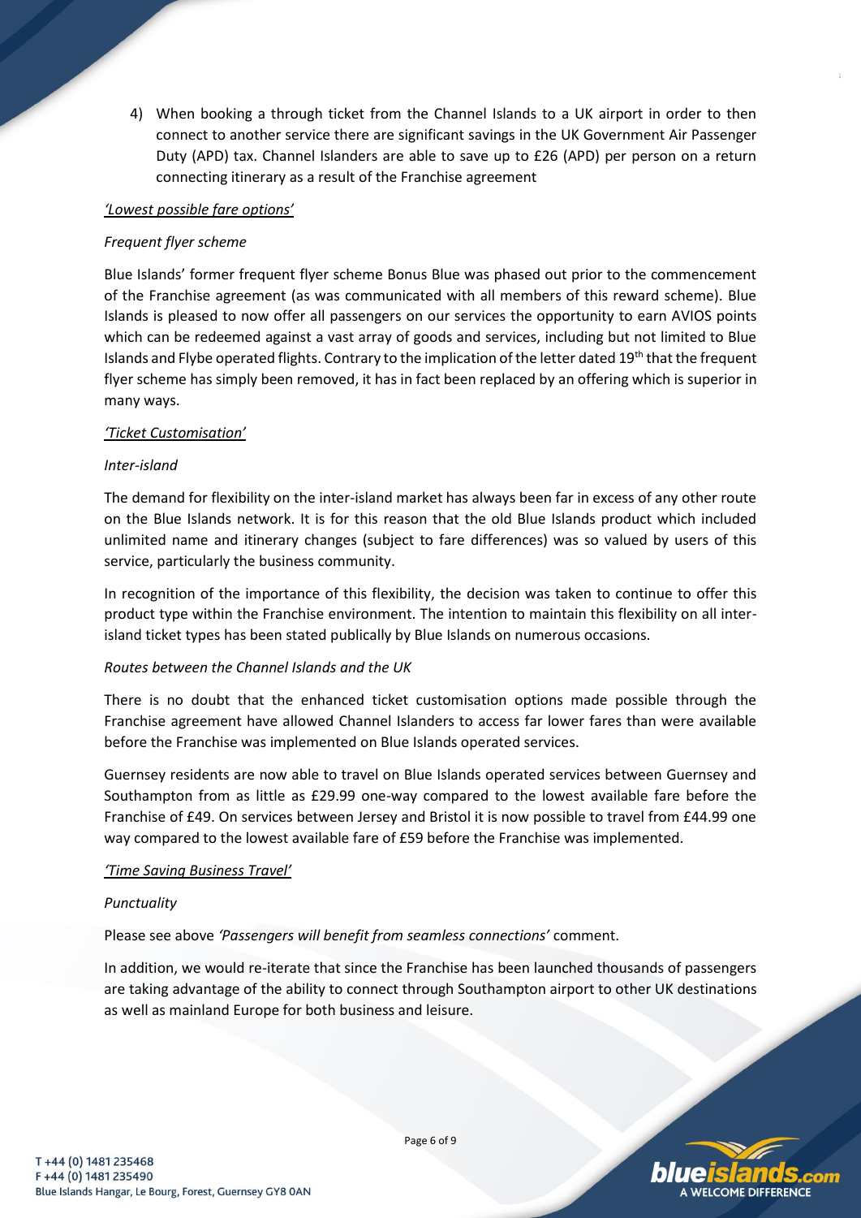4) When booking a through ticket from the Channel Islands to a UK airport in order to then connect to another service there are significant savings in the UK Government Air Passenger Duty (APD) tax. Channel Islanders are able to save up to £26 (APD) per person on a return connecting itinerary as a result of the Franchise agreement

*<u>'Lowest possible fare options'</u>*

*Frequent flyer scheme*

Blue Islands' former frequent flyer scheme Bonus Blue was phased out prior to the commencement of the Franchise agreement (as was communicated with all members of this reward scheme). Blue Islands is pleased to now offer all passengers on our services the opportunity to earn AVIOS points which can be redeemed against a vast array of goods and services, including but not limited to Blue Islands and Flybe operated flights. Contrary to the implication of the letter dated 19th that the frequent flyer scheme has simply been removed, it has in fact been replaced by an offering which is superior in many ways.

*<u>'Ticket Customisation'</u>*

*Inter-island*

The demand for flexibility on the inter-island market has always been far in excess of any other route on the Blue Islands network. It is for this reason that the old Blue Islands product which included unlimited name and itinerary changes (subject to fare differences) was so valued by users of this service, particularly the business community.

In recognition of the importance of this flexibility, the decision was taken to continue to offer this product type within the Franchise environment. The intention to maintain this flexibility on all inter-island ticket types has been stated publically by Blue Islands on numerous occasions.

*Routes between the Channel Islands and the UK*

There is no doubt that the enhanced ticket customisation options made possible through the Franchise agreement have allowed Channel Islanders to access far lower fares than were available before the Franchise was implemented on Blue Islands operated services.

Guernsey residents are now able to travel on Blue Islands operated services between Guernsey and Southampton from as little as £29.99 one-way compared to the lowest available fare before the Franchise of £49. On services between Jersey and Bristol it is now possible to travel from £44.99 one way compared to the lowest available fare of £59 before the Franchise was implemented.

*<u>'Time Saving Business Travel'</u>*

*Punctuality*

Please see above *'Passengers will benefit from seamless connections'* comment.

In addition, we would re-iterate that since the Franchise has been launched thousands of passengers are taking advantage of the ability to connect through Southampton airport to other UK destinations as well as mainland Europe for both business and leisure.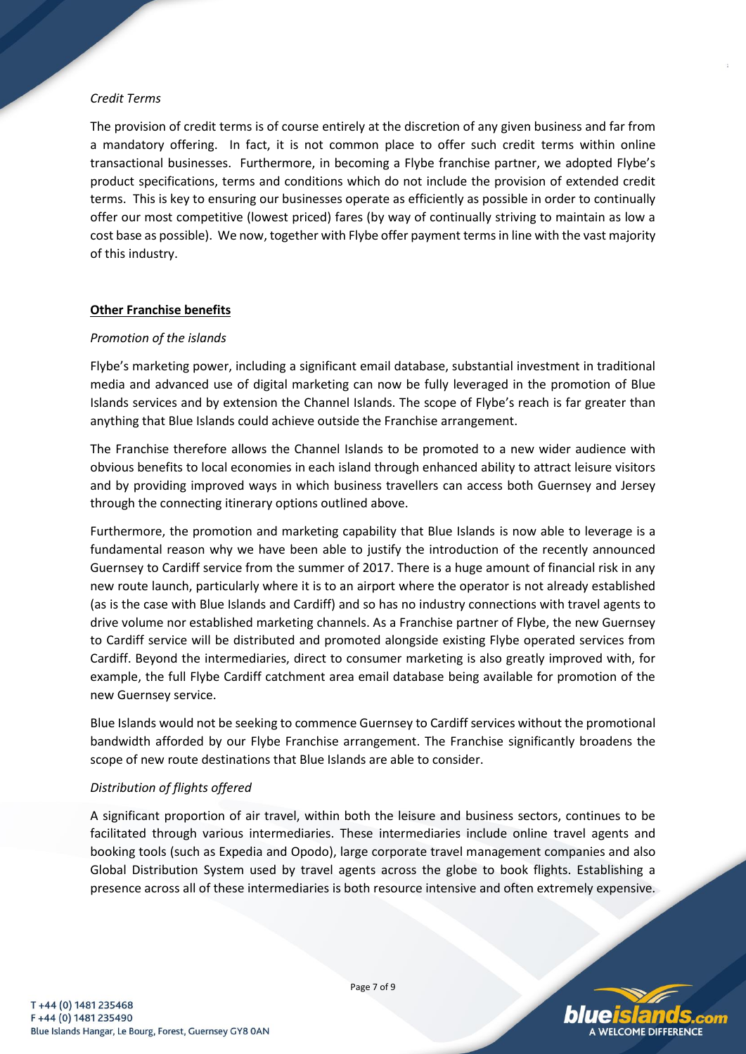*Credit Terms*

The provision of credit terms is of course entirely at the discretion of any given business and far from a mandatory offering. In fact, it is not common place to offer such credit terms within online transactional businesses. Furthermore, in becoming a Flybe franchise partner, we adopted Flybe's product specifications, terms and conditions which do not include the provision of extended credit terms. This is key to ensuring our businesses operate as efficiently as possible in order to continually offer our most competitive (lowest priced) fares (by way of continually striving to maintain as low a cost base as possible). We now, together with Flybe offer payment terms in line with the vast majority of this industry.

**<u>Other Franchise benefits</u>**

*Promotion of the islands*

Flybe's marketing power, including a significant email database, substantial investment in traditional media and advanced use of digital marketing can now be fully leveraged in the promotion of Blue Islands services and by extension the Channel Islands. The scope of Flybe's reach is far greater than anything that Blue Islands could achieve outside the Franchise arrangement.

The Franchise therefore allows the Channel Islands to be promoted to a new wider audience with obvious benefits to local economies in each island through enhanced ability to attract leisure visitors and by providing improved ways in which business travellers can access both Guernsey and Jersey through the connecting itinerary options outlined above.

Furthermore, the promotion and marketing capability that Blue Islands is now able to leverage is a fundamental reason why we have been able to justify the introduction of the recently announced Guernsey to Cardiff service from the summer of 2017. There is a huge amount of financial risk in any new route launch, particularly where it is to an airport where the operator is not already established (as is the case with Blue Islands and Cardiff) and so has no industry connections with travel agents to drive volume nor established marketing channels. As a Franchise partner of Flybe, the new Guernsey to Cardiff service will be distributed and promoted alongside existing Flybe operated services from Cardiff. Beyond the intermediaries, direct to consumer marketing is also greatly improved with, for example, the full Flybe Cardiff catchment area email database being available for promotion of the new Guernsey service.

Blue Islands would not be seeking to commence Guernsey to Cardiff services without the promotional bandwidth afforded by our Flybe Franchise arrangement. The Franchise significantly broadens the scope of new route destinations that Blue Islands are able to consider.

*Distribution of flights offered*

A significant proportion of air travel, within both the leisure and business sectors, continues to be facilitated through various intermediaries. These intermediaries include online travel agents and booking tools (such as Expedia and Opodo), large corporate travel management companies and also Global Distribution System used by travel agents across the globe to book flights. Establishing a presence across all of these intermediaries is both resource intensive and often extremely expensive.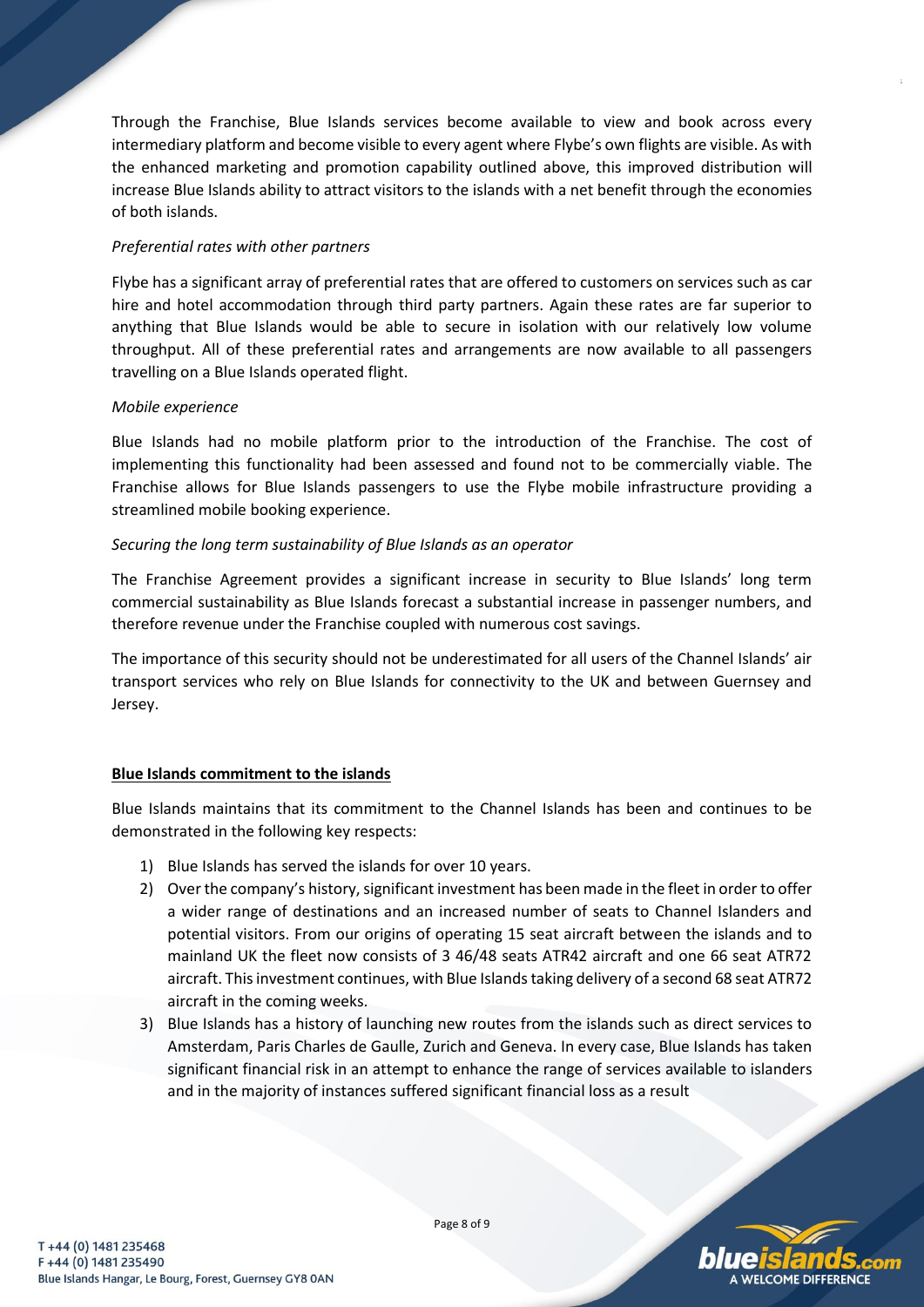Through the Franchise, Blue Islands services become available to view and book across every intermediary platform and become visible to every agent where Flybe's own flights are visible. As with the enhanced marketing and promotion capability outlined above, this improved distribution will increase Blue Islands ability to attract visitors to the islands with a net benefit through the economies of both islands.

*Preferential rates with other partners*

Flybe has a significant array of preferential rates that are offered to customers on services such as car hire and hotel accommodation through third party partners. Again these rates are far superior to anything that Blue Islands would be able to secure in isolation with our relatively low volume throughput. All of these preferential rates and arrangements are now available to all passengers travelling on a Blue Islands operated flight.

*Mobile experience*

Blue Islands had no mobile platform prior to the introduction of the Franchise. The cost of implementing this functionality had been assessed and found not to be commercially viable. The Franchise allows for Blue Islands passengers to use the Flybe mobile infrastructure providing a streamlined mobile booking experience.

*Securing the long term sustainability of Blue Islands as an operator*

The Franchise Agreement provides a significant increase in security to Blue Islands' long term commercial sustainability as Blue Islands forecast a substantial increase in passenger numbers, and therefore revenue under the Franchise coupled with numerous cost savings.

The importance of this security should not be underestimated for all users of the Channel Islands' air transport services who rely on Blue Islands for connectivity to the UK and between Guernsey and Jersey.

**Blue Islands commitment to the islands**

Blue Islands maintains that its commitment to the Channel Islands has been and continues to be demonstrated in the following key respects:

1) Blue Islands has served the islands for over 10 years.
2) Over the company's history, significant investment has been made in the fleet in order to offer a wider range of destinations and an increased number of seats to Channel Islanders and potential visitors. From our origins of operating 15 seat aircraft between the islands and to mainland UK the fleet now consists of 3 46/48 seats ATR42 aircraft and one 66 seat ATR72 aircraft. This investment continues, with Blue Islands taking delivery of a second 68 seat ATR72 aircraft in the coming weeks.
3) Blue Islands has a history of launching new routes from the islands such as direct services to Amsterdam, Paris Charles de Gaulle, Zurich and Geneva. In every case, Blue Islands has taken significant financial risk in an attempt to enhance the range of services available to islanders and in the majority of instances suffered significant financial loss as a result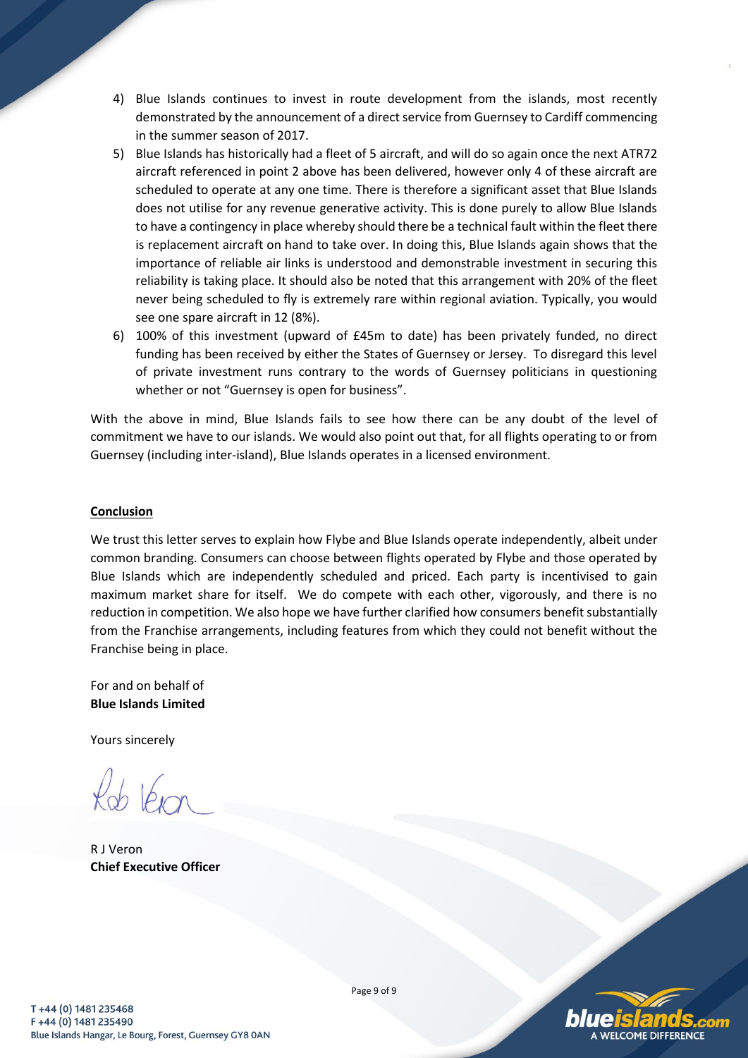4) Blue Islands continues to invest in route development from the islands, most recently demonstrated by the announcement of a direct service from Guernsey to Cardiff commencing in the summer season of 2017.
5) Blue Islands has historically had a fleet of 5 aircraft, and will do so again once the next ATR72 aircraft referenced in point 2 above has been delivered, however only 4 of these aircraft are scheduled to operate at any one time. There is therefore a significant asset that Blue Islands does not utilise for any revenue generative activity. This is done purely to allow Blue Islands to have a contingency in place whereby should there be a technical fault within the fleet there is replacement aircraft on hand to take over. In doing this, Blue Islands again shows that the importance of reliable air links is understood and demonstrable investment in securing this reliability is taking place. It should also be noted that this arrangement with 20% of the fleet never being scheduled to fly is extremely rare within regional aviation. Typically, you would see one spare aircraft in 12 (8%).
6) 100% of this investment (upward of £45m to date) has been privately funded, no direct funding has been received by either the States of Guernsey or Jersey. To disregard this level of private investment runs contrary to the words of Guernsey politicians in questioning whether or not "Guernsey is open for business".

With the above in mind, Blue Islands fails to see how there can be any doubt of the level of commitment we have to our islands. We would also point out that, for all flights operating to or from Guernsey (including inter-island), Blue Islands operates in a licensed environment.

**Conclusion**

We trust this letter serves to explain how Flybe and Blue Islands operate independently, albeit under common branding. Consumers can choose between flights operated by Flybe and those operated by Blue Islands which are independently scheduled and priced. Each party is incentivised to gain maximum market share for itself. We do compete with each other, vigorously, and there is no reduction in competition. We also hope we have further clarified how consumers benefit substantially from the Franchise arrangements, including features from which they could not benefit without the Franchise being in place.

For and on behalf of
**Blue Islands Limited**

Yours sincerely

Rob Veron

R J Veron
**Chief Executive Officer**

T +44 (0) 1481 235468
F +44 (0) 1481 235490
Blue Islands Hangar, Le Bourg, Forest, Guernsey GY8 0AN

blueislands.com
A WELCOME DIFFERENCE